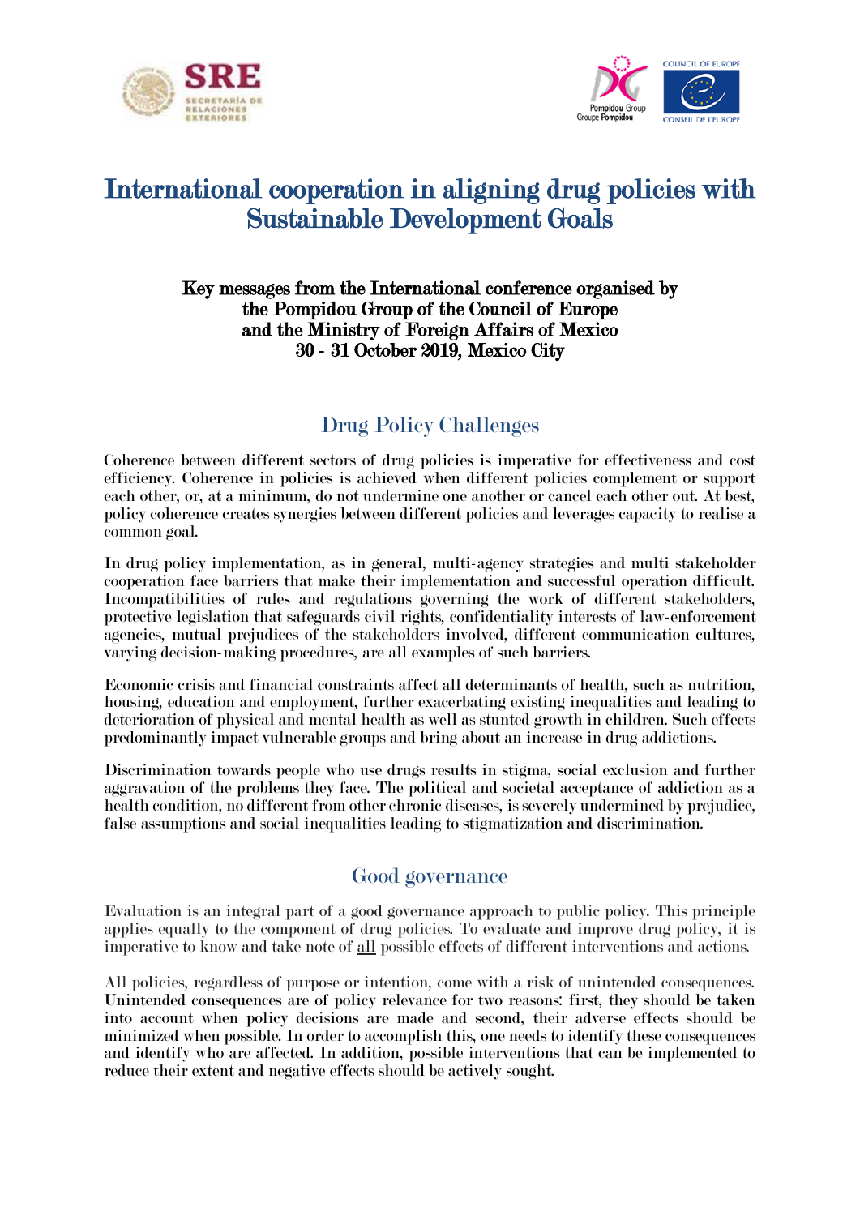# International cooperation in aligning drug policies with Sustainable Development Goals

**Key messages from the International conference organised by the Pompidou Group of the Council of Europe and the Ministry of Foreign Affairs of Mexico**
**30 - 31 October 2019, Mexico City**

## Drug Policy Challenges

Coherence between different sectors of drug policies is imperative for effectiveness and cost efficiency. Coherence in policies is achieved when different policies complement or support each other, or, at a minimum, do not undermine one another or cancel each other out. At best, policy coherence creates synergies between different policies and leverages capacity to realise a common goal.

In drug policy implementation, as in general, multi-agency strategies and multi stakeholder cooperation face barriers that make their implementation and successful operation difficult. Incompatibilities of rules and regulations governing the work of different stakeholders, protective legislation that safeguards civil rights, confidentiality interests of law-enforcement agencies, mutual prejudices of the stakeholders involved, different communication cultures, varying decision-making procedures, are all examples of such barriers.

Economic crisis and financial constraints affect all determinants of health, such as nutrition, housing, education and employment, further exacerbating existing inequalities and leading to deterioration of physical and mental health as well as stunted growth in children. Such effects predominantly impact vulnerable groups and bring about an increase in drug addictions.

Discrimination towards people who use drugs results in stigma, social exclusion and further aggravation of the problems they face. The political and societal acceptance of addiction as a health condition, no different from other chronic diseases, is severely undermined by prejudice, false assumptions and social inequalities leading to stigmatization and discrimination.

## Good governance

Evaluation is an integral part of a good governance approach to public policy. This principle applies equally to the component of drug policies. To evaluate and improve drug policy, it is imperative to know and take note of <u>all</u> possible effects of different interventions and actions.

All policies, regardless of purpose or intention, come with a risk of unintended consequences. Unintended consequences are of policy relevance for two reasons: first, they should be taken into account when policy decisions are made and second, their adverse effects should be minimized when possible. In order to accomplish this, one needs to identify these consequences and identify who are affected. In addition, possible interventions that can be implemented to reduce their extent and negative effects should be actively sought.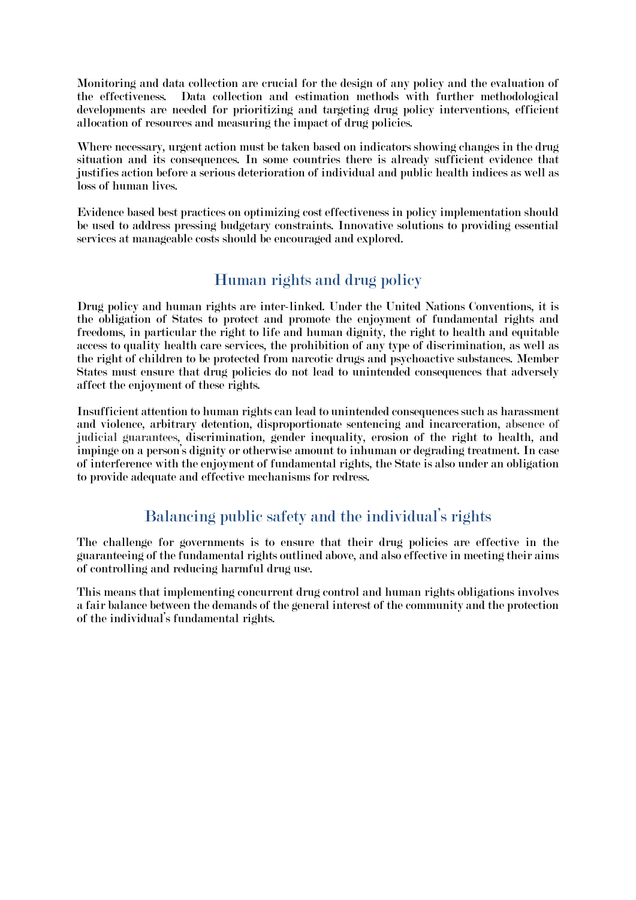Monitoring and data collection are crucial for the design of any policy and the evaluation of the effectiveness. Data collection and estimation methods with further methodological developments are needed for prioritizing and targeting drug policy interventions, efficient allocation of resources and measuring the impact of drug policies.

Where necessary, urgent action must be taken based on indicators showing changes in the drug situation and its consequences. In some countries there is already sufficient evidence that justifies action before a serious deterioration of individual and public health indices as well as loss of human lives.

Evidence based best practices on optimizing cost effectiveness in policy implementation should be used to address pressing budgetary constraints. Innovative solutions to providing essential services at manageable costs should be encouraged and explored.

## Human rights and drug policy

Drug policy and human rights are inter-linked. Under the United Nations Conventions, it is the obligation of States to protect and promote the enjoyment of fundamental rights and freedoms, in particular the right to life and human dignity, the right to health and equitable access to quality health care services, the prohibition of any type of discrimination, as well as the right of children to be protected from narcotic drugs and psychoactive substances. Member States must ensure that drug policies do not lead to unintended consequences that adversely affect the enjoyment of these rights.

Insufficient attention to human rights can lead to unintended consequences such as harassment and violence, arbitrary detention, disproportionate sentencing and incarceration, absence of judicial guarantees, discrimination, gender inequality, erosion of the right to health, and impinge on a person's dignity or otherwise amount to inhuman or degrading treatment. In case of interference with the enjoyment of fundamental rights, the State is also under an obligation to provide adequate and effective mechanisms for redress.

## Balancing public safety and the individual's rights

The challenge for governments is to ensure that their drug policies are effective in the guaranteeing of the fundamental rights outlined above, and also effective in meeting their aims of controlling and reducing harmful drug use.

This means that implementing concurrent drug control and human rights obligations involves a fair balance between the demands of the general interest of the community and the protection of the individual's fundamental rights.